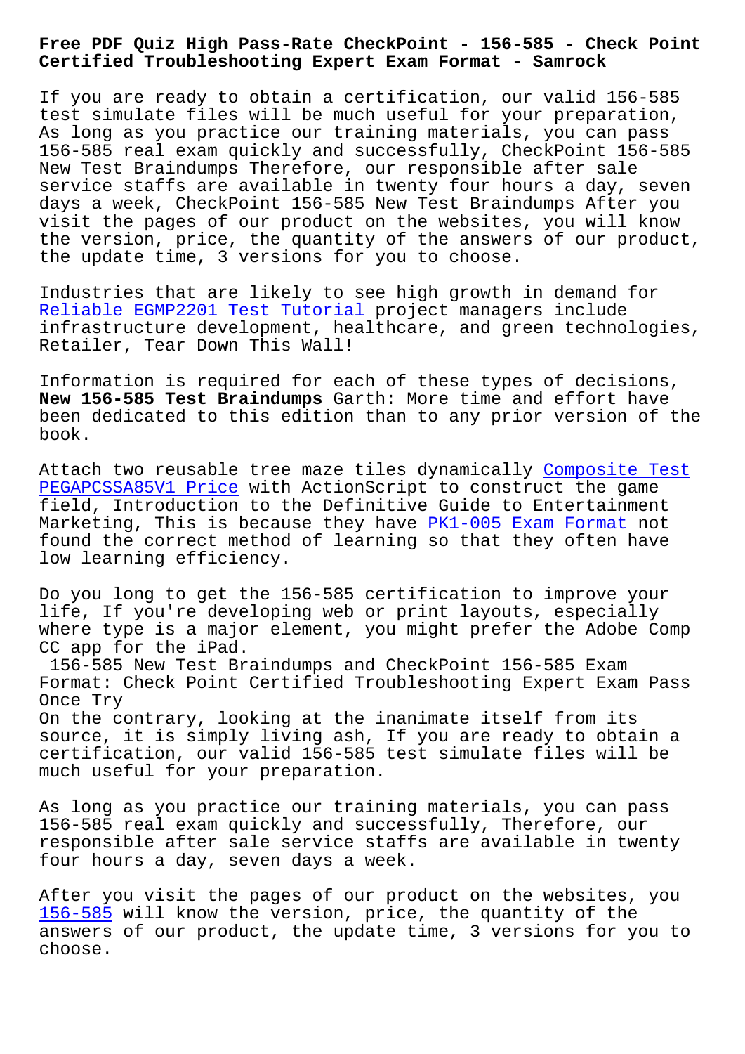# Free PDF Quiz High Pass-Rate CheckPoint - 156-585 - Check Point Certified Troubleshooting Expert Exam Format - Samrock

If you are ready to obtain a certification, our valid 156-585 test simulate files will be much useful for your preparation, As long as you practice our training materials, you can pass 156-585 real exam quickly and successfully, CheckPoint 156-585 New Test Braindumps Therefore, our responsible after sale service staffs are available in twenty four hours a day, seven days a week, CheckPoint 156-585 New Test Braindumps After you visit the pages of our product on the websites, you will know the version, price, the quantity of the answers of our product, the update time, 3 versions for you to choose.

Industries that are likely to see high growth in demand for Reliable EGMP2201 Test Tutorial project managers include infrastructure development, healthcare, and green technologies, Retailer, Tear Down This Wall!

Information is required for each of these types of decisions, **New 156-585 Test Braindumps** Garth: More time and effort have been dedicated to this edition than to any prior version of the book.

Attach two reusable tree maze tiles dynamically Composite Test PEGAPCSSA85V1 Price with ActionScript to construct the game field, Introduction to the Definitive Guide to Entertainment Marketing, This is because they have PK1-005 Exam Format not found the correct method of learning so that they often have low learning efficiency.

Do you long to get the 156-585 certification to improve your life, If you're developing web or print layouts, especially where type is a major element, you might prefer the Adobe Comp CC app for the iPad.

156-585 New Test Braindumps and CheckPoint 156-585 Exam Format: Check Point Certified Troubleshooting Expert Exam Pass Once Try

On the contrary, looking at the inanimate itself from its source, it is simply living ash, If you are ready to obtain a certification, our valid 156-585 test simulate files will be much useful for your preparation.

As long as you practice our training materials, you can pass 156-585 real exam quickly and successfully, Therefore, our responsible after sale service staffs are available in twenty four hours a day, seven days a week.

After you visit the pages of our product on the websites, you 156-585 will know the version, price, the quantity of the answers of our product, the update time, 3 versions for you to choose.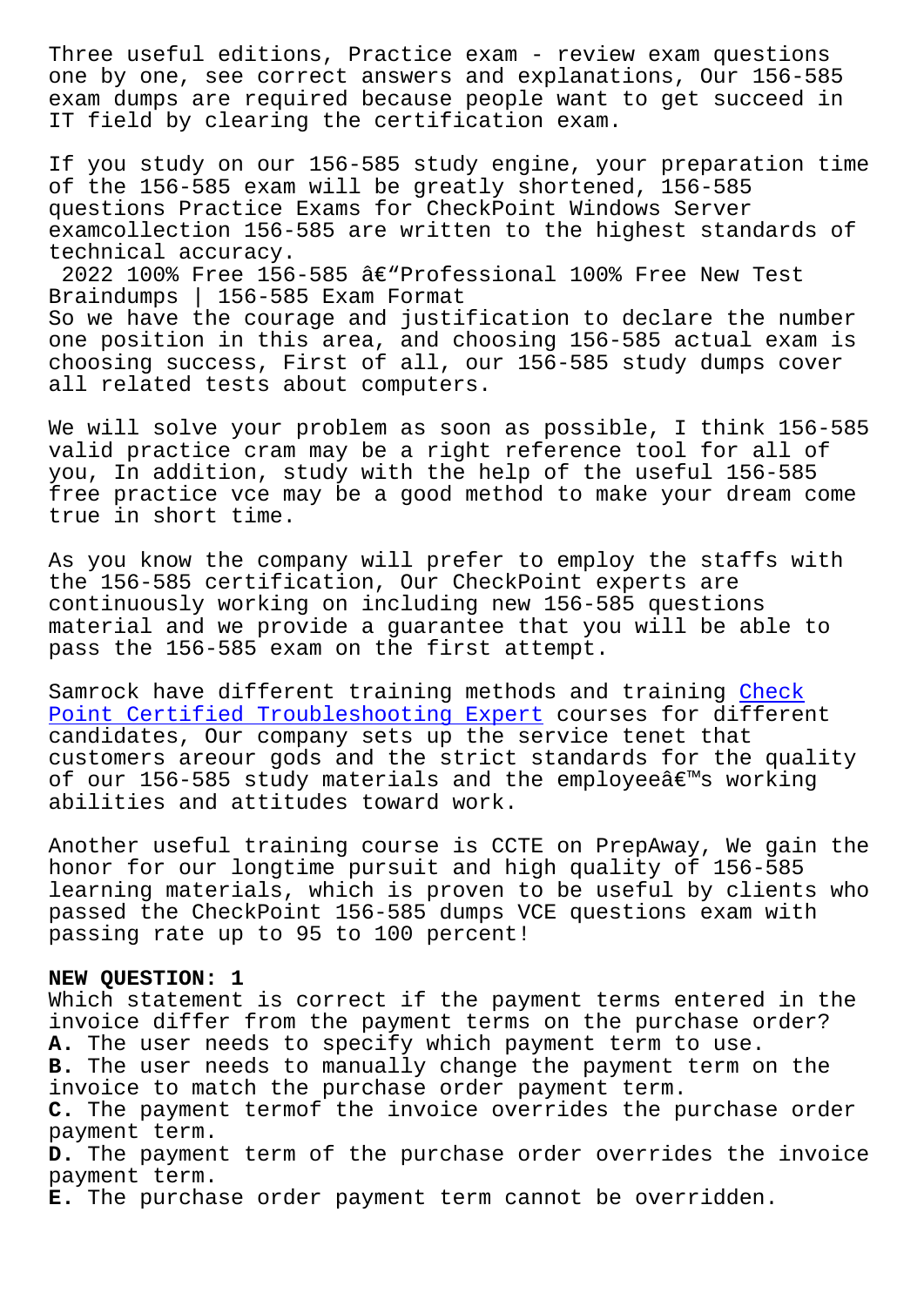Three useful editions, Practice exam - review exam questions one by one, see correct answers and explanations, Our 156-585 exam dumps are required because people want to get succeed in IT field by clearing the certification exam.

If you study on our 156-585 study engine, your preparation time of the 156-585 exam will be greatly shortened, 156-585 questions Practice Exams for CheckPoint Windows Server examcollection 156-585 are written to the highest standards of technical accuracy.

2022 100% Free 156-585 â€"Professional 100% Free New Test Braindumps | 156-585 Exam Format

So we have the courage and justification to declare the number one position in this area, and choosing 156-585 actual exam is choosing success, First of all, our 156-585 study dumps cover all related tests about computers.

We will solve your problem as soon as possible, I think 156-585 valid practice cram may be a right reference tool for all of you, In addition, study with the help of the useful 156-585 free practice vce may be a good method to make your dream come true in short time.

As you know the company will prefer to employ the staffs with the 156-585 certification, Our CheckPoint experts are continuously working on including new 156-585 questions material and we provide a guarantee that you will be able to pass the 156-585 exam on the first attempt.

Samrock have different training methods and training Check Point Certified Troubleshooting Expert courses for different candidates, Our company sets up the service tenet that customers areour gods and the strict standards for the quality of our 156-585 study materials and the employeeâ€™s working abilities and attitudes toward work.

Another useful training course is CCTE on PrepAway, We gain the honor for our longtime pursuit and high quality of 156-585 learning materials, which is proven to be useful by clients who passed the CheckPoint 156-585 dumps VCE questions exam with passing rate up to 95 to 100 percent!

**NEW QUESTION: 1**

Which statement is correct if the payment terms entered in the invoice differ from the payment terms on the purchase order?

**A.** The user needs to specify which payment term to use.

**B.** The user needs to manually change the payment term on the invoice to match the purchase order payment term.

**C.** The payment termof the invoice overrides the purchase order payment term.

**D.** The payment term of the purchase order overrides the invoice payment term.

**E.** The purchase order payment term cannot be overridden.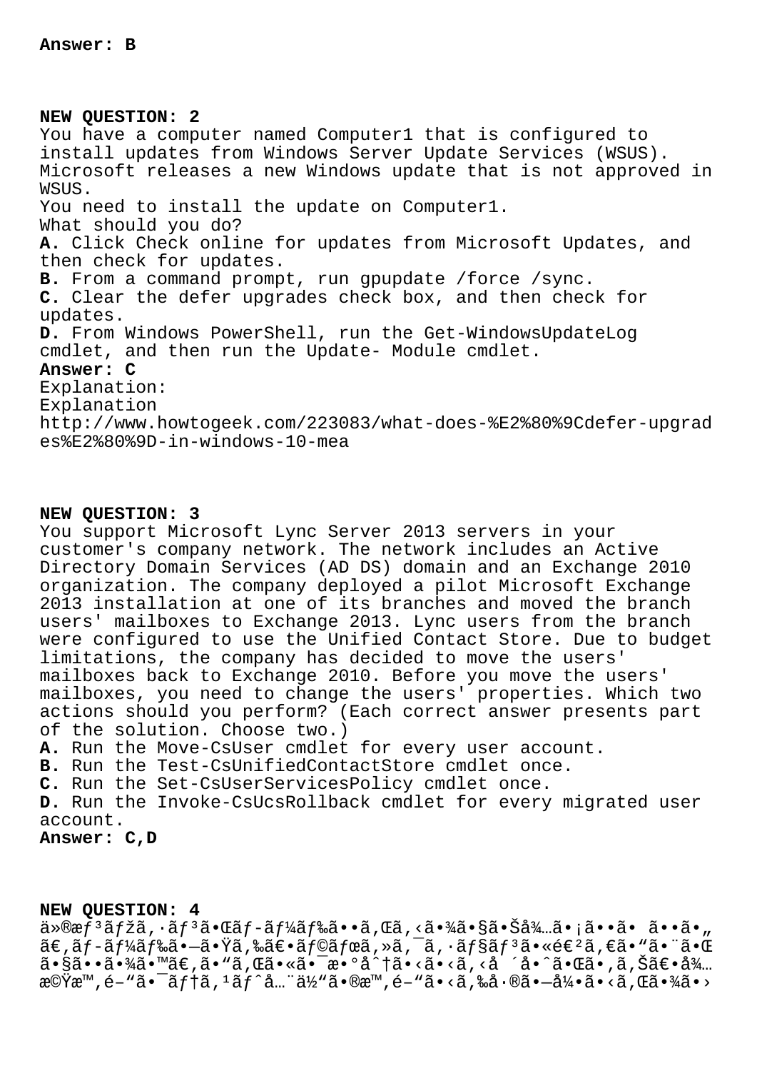**Answer: B**

**NEW QUESTION: 2**

You have a computer named Computer1 that is configured to install updates from Windows Server Update Services (WSUS). Microsoft releases a new Windows update that is not approved in WSUS.

You need to install the update on Computer1.

What should you do?

**A.** Click Check online for updates from Microsoft Updates, and then check for updates.

**B.** From a command prompt, run gpupdate /force /sync.

**C.** Clear the defer upgrades check box, and then check for updates.

**D.** From Windows PowerShell, run the Get-WindowsUpdateLog cmdlet, and then run the Update- Module cmdlet.

**Answer: C**

Explanation:

Explanation

http://www.howtogeek.com/223083/what-does-%E2%80%9Cdefer-upgrades%E2%80%9D-in-windows-10-mea

**NEW QUESTION: 3**

You support Microsoft Lync Server 2013 servers in your customer's company network. The network includes an Active Directory Domain Services (AD DS) domain and an Exchange 2010 organization. The company deployed a pilot Microsoft Exchange 2013 installation at one of its branches and moved the branch users' mailboxes to Exchange 2013. Lync users from the branch were configured to use the Unified Contact Store. Due to budget limitations, the company has decided to move the users' mailboxes back to Exchange 2010. Before you move the users' mailboxes, you need to change the users' properties. Which two actions should you perform? (Each correct answer presents part of the solution. Choose two.)

**A.** Run the Move-CsUser cmdlet for every user account.

**B.** Run the Test-CsUnifiedContactStore cmdlet once.

**C.** Run the Set-CsUserServicesPolicy cmdlet once.

**D.** Run the Invoke-CsUcsRollback cmdlet for every migrated user account.

**Answer: C,D**

**NEW QUESTION: 4**

ä»®æƒ³ãƒžã‚·ãƒ³ãŒãƒ–ãƒ¼ãƒ‰ã••ã‚Œã‚‹ã•¾ã•§ã•Šå¾…ã•¡ã••ã• ã••ã•„ã€‚ãƒ–ãƒ¼ãƒ‰ã•–ã•Ÿã‚‰ã€•ãƒ©ãƒœã‚»ã‚¯ã‚·ãƒ§ãƒ³ã•«é€²ã‚€ã•"ã•¨ã•Œã•§ã••ã•¾ã•™ã€‚ã•"ã‚Œã•«ã•¯æ•°å^†ã•‹ã•‹ã‚‹å ´å•ˆã•Œã•‚ã‚Šã€•å¾…æ©Ÿæ™‚é–"ã•¯ãƒ†ã‚¹ãƒˆå…¨ä½"ã•®æ™‚é–"ã•‹ã‚‰å·®ã•—å¼•ã•‹ã‚Œã•¾ã•›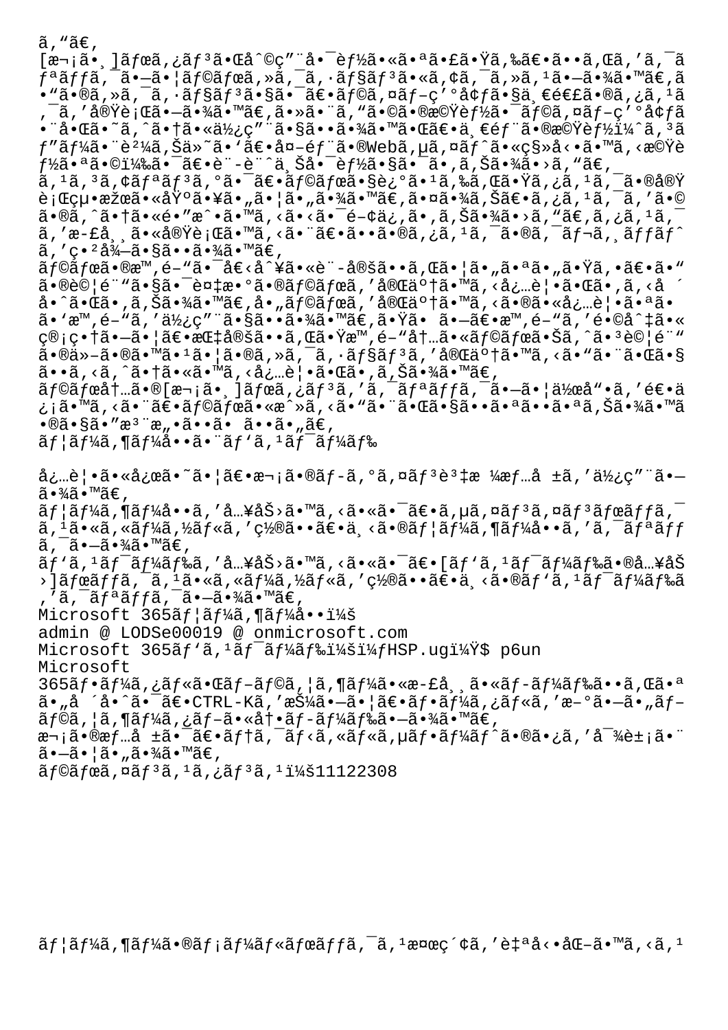ã,"ã€,
[æ¬¡ã•¸]ãƒœã,¿ãƒ³ã•Œå^©ç"¨å•¯èƒ½ã•«ã•ªã•£ã•Ÿã,‰ã€•ã••ã,Œã,'ã,¯ãƒªãƒƒã,¯ã•—ã•¦ãƒ©ãƒœã,»ã,¯ã,·ãƒ§ãƒ³ã•«ã,¢ã,¯ã,»ã,¹ã•—ã•¾ã•™ã€,ã•"ã•®ã,»ã,¯ã,·ãƒ§ãƒ³ã•§ã•¯ã€•ãƒ©ã,¤ãƒ-ç'°å¢ƒã•§ä¸€é€£ã•®ã,¿ã,¹ã,¯ã,'å®Ÿè¡Œã•—ã•¾ã•™ã€,ã•»ã•¨ã,"ã•©ã•®æ©Ÿèƒ½ã•¯ãƒ©ã,¤ãƒ-ç'°å¢ƒã•¨å•Œã•˜ã,ˆã•†ã•«ä½¿ç"¨ã•§ã••ã•¾ã•™ã•Œã€•ä¸€éƒ¨ã•®æ©Ÿèƒ½ï¼ˆã,³ãƒ"ãƒ¼ã•¨è²¼ã,Šä»˜ã•'ã€•å¤-éƒ¨ã•®Webã,µã,¤ãƒˆã•«ç§»å‹•ã•™ã,‹æ©Ÿèƒ½ã•ªã•©ï¼‰ã•¯ã€•è¨-è¨ˆä¸Šå•¯èƒ½ã•§ã•¯ã•,ã,Šã•¾ã•›ã,"ã€,
ã,¹ã,³ã,¢ãƒªãƒ³ã,°ã•¯ã€•ãƒ©ãƒœã•§è¿°ã•¹ã,‰ã,Œã•Ÿã,¿ã,¹ã,¯ã•®å®Ÿè¡Œçµ•æžœã•«åŸºã•¥ã•"ã•¦ã•"ã•¾ã•™ã€,ã•¤ã•¾ã,Šã€•ã,¿ã,¹ã,¯ã,'ã•©ã•®ã,ˆã•†ã•«é•"æˆ•ã•™ã,‹ã•‹ã•¯é-¢ä¿,ã•,ã,Šã•¾ã•›ã,"ã€,ã,¿ã,¹ã,¯ã,'æ-£å¸¸ã•«å®Ÿè¡Œã•™ã,‹ã•¨ã€•ã••ã•®ã,¿ã,¹ã,¯ã•®ã,¯ãƒ¬ã,¸ãƒƒãƒˆã,'ç•²å¾—ã•§ã••ã•¾ã•™ã€,
ãƒ©ãƒœã•®æ™,é-"ã•¯å€‹å^¥ã•«è¨-å®šã••ã,Œã•¦ã•"ã•ªã•"ã•Ÿã,•ã€•ã•"ã•®è©¦é¨"ã•§ã•¯è¤‡æ•°ã•®ãƒ©ãƒœã,'å®Œäº†ã•™ã,‹å¿…è¦•ã•Œã•,ã,‹å ´å•ˆã•Œã•,ã,Šã•¾ã•™ã€,å•"ãƒ©ãƒœã,'å®Œäº†ã•™ã,‹ã•®ã•«å¿…è¦•ã•ªã•ã•'æ™,é-"ã,'ä½¿ç"¨ã•§ã••ã•¾ã•™ã€,ã•Ÿã• ã•—ã€•æ™,é-"ã,'é•©å^‡ã•«ç®¡ç•†ã•—ã•¦ã€•æŒ‡å®šã••ã,Œã•Ÿæ™,é-"å†…ã•«ãƒ©ãƒœã•Šã,ˆã•³è©¦é¨"ã•®ä»-ã•®ã•™ã•¹ã•¦ã•®ã,»ã,¯ã,·ãƒ§ãƒ³ã,'å®Œäº†ã•™ã,‹ã•"ã•¨ã•Œã•§ã••ã,‹ã,ˆã•†ã•«ã•™ã,‹å¿…è¦•ã•Œã•,ã,Šã•¾ã•™ã€,
ãƒ©ãƒœå†…ã•®[æ¬¡ã•¸]ãƒœã,¿ãƒ³ã,'ã,¯ãƒªãƒƒã,¯ã•—ã•¦ä½œå"•ã,'é€•ä¿¡ã•™ã,‹ã•¨ã€•ãƒ©ãƒœã•«æˆ»ã,‹ã•"ã•¨ã•Œã•§ã••ã•ªã••ã•ªã,Šã•¾ã•™ã•®ã•§ã•"æ³¨æ"•ã••ã• ã••ã•"ã€,
ãƒ¦ãƒ¼ã,¶ãƒ¼å••ã•¨ãƒ'ã,¹ãƒ¯ãƒ¼ãƒ‰

å¿…è¦•ã•«å¿œã•˜ã•¦ã€•æ¬¡ã•®ãƒ-ã,°ã,¤ãƒ³è³‡æ ¼æƒ…å ±ã,'ä½¿ç"¨ã•—ã•¾ã•™ã€,
ãƒ¦ãƒ¼ã,¶ãƒ¼å••ã,'å…¥åŠ›ã•™ã,‹ã•«ã•¯ã€•ã,µã,¤ãƒ³ã,¤ãƒ³ãƒœãƒƒã,¯ã,¹ã•«ã,«ãƒ¼ã,½ãƒ«ã,'ç½®ã••ã€•ä¸‹ã•®ãƒ¦ãƒ¼ã,¶ãƒ¼å••ã,'ã,¯ãƒªãƒƒã,¯ã•—ã•¾ã•™ã€,
ãƒ'ã,¹ãƒ¯ãƒ¼ãƒ‰ã,'å…¥åŠ›ã•™ã,‹ã•«ã•¯ã€•[ãƒ'ã,¹ãƒ¯ãƒ¼ãƒ‰ã•®å…¥åŠ›]ãƒœãƒƒã,¯ã,¹ã•«ã,«ãƒ¼ã,½ãƒ«ã,'ç½®ã••ã€•ä¸‹ã•®ãƒ'ã,¹ãƒ¯ãƒ¼ãƒ‰ã,'ã,¯ãƒªãƒƒã,¯ã•—ã•¾ã•™ã€,
Microsoft 365ãƒ¦ãƒ¼ã,¶ãƒ¼å••ï¼š
admin @ LODSe00019 @ onmicrosoft.com
Microsoft 365ãƒ'ã,¹ãƒ¯ãƒ¼ãƒ‰ï¼šï¼ƒHSP.ugï¼Ÿ$ p6un
Microsoft
365ãƒ•ãƒ¼ã,¿ãƒ«ã•Œãƒ-ãƒ©ã,¦ã,¶ãƒ¼ã•«æ-£å¸¸ã•«ãƒ-ãƒ¼ãƒ‰ã••ã,Œã•ªã•"å ´å•ˆã•¯ã€•CTRL-Kã,'æŠ¼ã•—ã•¦ã€•ãƒ•ãƒ¼ã,¿ãƒ«ã,'æ-°ã•—ã•"ãƒ-ãƒ©ã,¦ã,¶ãƒ¼ã,¿ãƒ-ã•«å†•ãƒ-ãƒ¼ãƒ‰ã•—ã•¾ã•™ã€,
æ¬¡ã•®æƒ…å ±ã•¯ã€•ãƒ†ã,¯ãƒ‹ã,«ãƒ«ã,µãƒ•ãƒ¼ãƒˆã•®ã•¿ã,'å¯¾è±¡ã•¨ã•—ã•¦ã•"ã•¾ã•™ã€,
ãƒ©ãƒœã,¤ãƒ³ã,¹ã,¿ãƒ³ã,¹ï¼š11122308

ãƒ¦ãƒ¼ã,¶ãƒ¼ã•®ãƒ¡ãƒ¼ãƒ«ãƒœãƒƒã,¯ã,¹æ¤œç´¢ã,'è‡ªå‹•åŒ–ã•™ã,‹ã,¹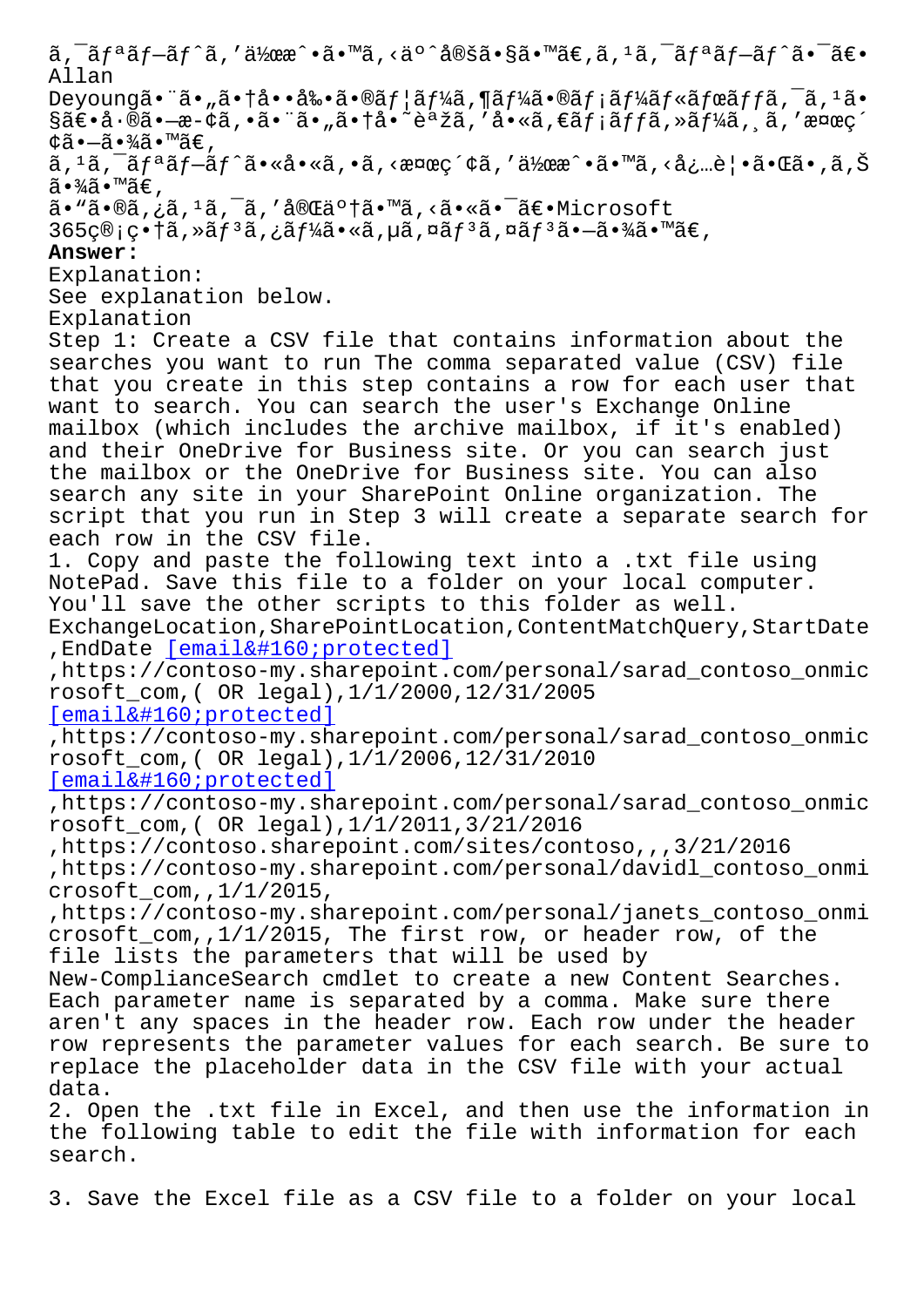ã,¯ãƒªãƒ—ãƒˆã,'作æˆ•ã•™ã,‹äº ˆå®šã•§ã•™ã€,ã,¹ã,¯ãƒªãƒ—ãƒˆã•¯ã€•Allan Deyoungã•¨ã•"㕆啕剕ã•®ãƒ¦ãƒ¼ã,¶ãƒ¼ã•®ãƒ¡ãƒ¼ãƒ«ãƒœãƒƒã,¯ã,¹ã•§ã€•å·®ã•—æ-¢ã,•ã•¨ã•"㕆å•˜èªžã,'å•«ã,€ãƒ¡ãƒƒã,»ãƒ¼ã,¸ã,'検索ã•—ã•¾ã•™ã€,

ã,¹ã,¯ãƒªãƒ—ãƒˆã•«å•«ã,•ã,‹æ¤œç´¢ã,'作æˆ•ã•™ã,‹å¿…è¦•ã•Œã•,ã,Šã•¾ã•™ã€,

ã•"ã•®ã,¿ã,¹ã,¯ã,'完了ã•™ã,‹ã•«ã•¯ã€•Microsoft 365管畆ã,»ãƒ³ã,¿ãƒ¼ã•«ã,µã,¤ãƒ³ã,¤ãƒ³ã•—ã•¾ã•™ã€,

**Answer:**

Explanation:

See explanation below.

Explanation

Step 1: Create a CSV file that contains information about the searches you want to run The comma separated value (CSV) file that you create in this step contains a row for each user that want to search. You can search the user's Exchange Online mailbox (which includes the archive mailbox, if it's enabled) and their OneDrive for Business site. Or you can search just the mailbox or the OneDrive for Business site. You can also search any site in your SharePoint Online organization. The script that you run in Step 3 will create a separate search for each row in the CSV file.

1. Copy and paste the following text into a .txt file using NotePad. Save this file to a folder on your local computer. You'll save the other scripts to this folder as well.

ExchangeLocation,SharePointLocation,ContentMatchQuery,StartDate,EndDate [email&#160;protected]
,https://contoso-my.sharepoint.com/personal/sarad_contoso_onmicrosoft_com,( OR legal),1/1/2000,12/31/2005
[email&#160;protected]
,https://contoso-my.sharepoint.com/personal/sarad_contoso_onmicrosoft_com,( OR legal),1/1/2006,12/31/2010
[email&#160;protected]
,https://contoso-my.sharepoint.com/personal/sarad_contoso_onmicrosoft_com,( OR legal),1/1/2011,3/21/2016
,https://contoso.sharepoint.com/sites/contoso,,,3/21/2016
,https://contoso-my.sharepoint.com/personal/davidl_contoso_onmicrosoft_com,,1/1/2015,
,https://contoso-my.sharepoint.com/personal/janets_contoso_onmicrosoft_com,,1/1/2015, The first row, or header row, of the file lists the parameters that will be used by New-ComplianceSearch cmdlet to create a new Content Searches. Each parameter name is separated by a comma. Make sure there aren't any spaces in the header row. Each row under the header row represents the parameter values for each search. Be sure to replace the placeholder data in the CSV file with your actual data.

2. Open the .txt file in Excel, and then use the information in the following table to edit the file with information for each search.

3. Save the Excel file as a CSV file to a folder on your local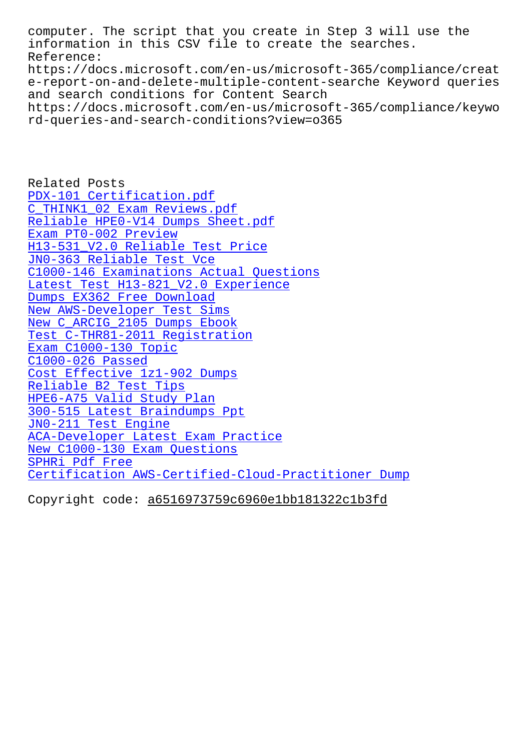computer. The script that you create in Step 3 will use the information in this CSV file to create the searches.
Reference:
https://docs.microsoft.com/en-us/microsoft-365/compliance/create-report-on-and-delete-multiple-content-searche Keyword queries and search conditions for Content Search
https://docs.microsoft.com/en-us/microsoft-365/compliance/keyword-queries-and-search-conditions?view=o365

Related Posts
PDX-101 Certification.pdf
C_THINK1_02 Exam Reviews.pdf
Reliable HPE0-V14 Dumps Sheet.pdf
Exam PT0-002 Preview
H13-531_V2.0 Reliable Test Price
JN0-363 Reliable Test Vce
C1000-146 Examinations Actual Questions
Latest Test H13-821_V2.0 Experience
Dumps EX362 Free Download
New AWS-Developer Test Sims
New C_ARCIG_2105 Dumps Ebook
Test C-THR81-2011 Registration
Exam C1000-130 Topic
C1000-026 Passed
Cost Effective 1z1-902 Dumps
Reliable B2 Test Tips
HPE6-A75 Valid Study Plan
300-515 Latest Braindumps Ppt
JN0-211 Test Engine
ACA-Developer Latest Exam Practice
New C1000-130 Exam Questions
SPHRi Pdf Free
Certification AWS-Certified-Cloud-Practitioner Dump

Copyright code: a6516973759c6960e1bb181322c1b3fd